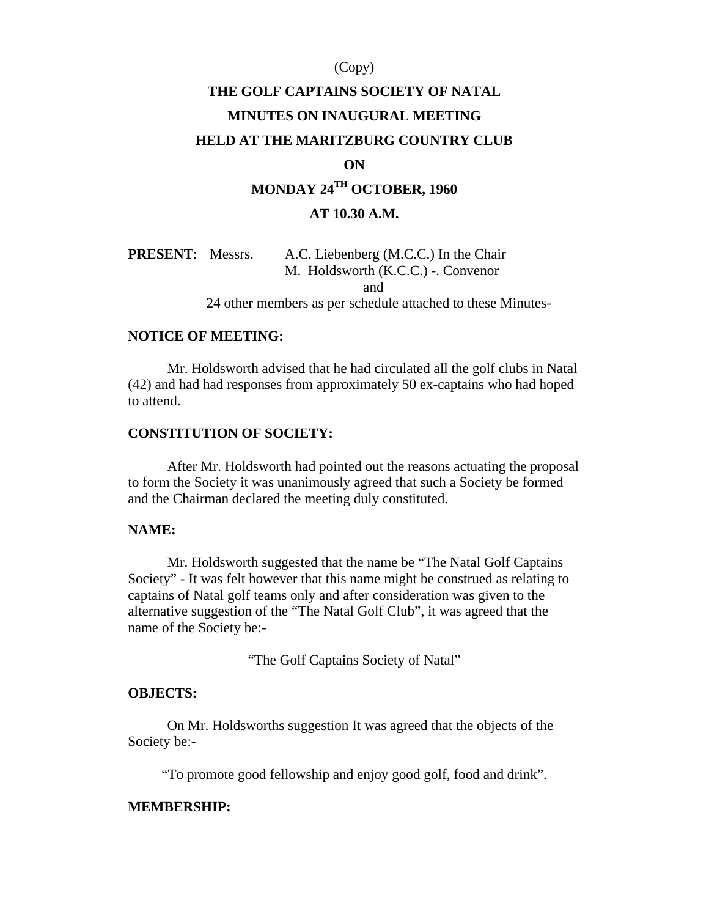(Copy)

# THE GOLF CAPTAINS SOCIETY OF NATAL

## MINUTES ON INAUGURAL MEETING

## HELD AT THE MARITZBURG COUNTRY CLUB

## ON

## MONDAY 24TH OCTOBER, 1960

## AT 10.30 A.M.

**PRESENT**: Messrs. A.C. Liebenberg (M.C.C.) In the Chair
M. Holdsworth (K.C.C.) -. Convenor
and
24 other members as per schedule attached to these Minutes-

**NOTICE OF MEETING:**

Mr. Holdsworth advised that he had circulated all the golf clubs in Natal (42) and had had responses from approximately 50 ex-captains who had hoped to attend.

**CONSTITUTION OF SOCIETY:**

After Mr. Holdsworth had pointed out the reasons actuating the proposal to form the Society it was unanimously agreed that such a Society be formed and the Chairman declared the meeting duly constituted.

**NAME:**

Mr. Holdsworth suggested that the name be "The Natal Golf Captains Society" - It was felt however that this name might be construed as relating to captains of Natal golf teams only and after consideration was given to the alternative suggestion of the "The Natal Golf Club", it was agreed that the name of the Society be:-

"The Golf Captains Society of Natal"

**OBJECTS:**

On Mr. Holdsworths suggestion It was agreed that the objects of the Society be:-

"To promote good fellowship and enjoy good golf, food and drink".

**MEMBERSHIP:**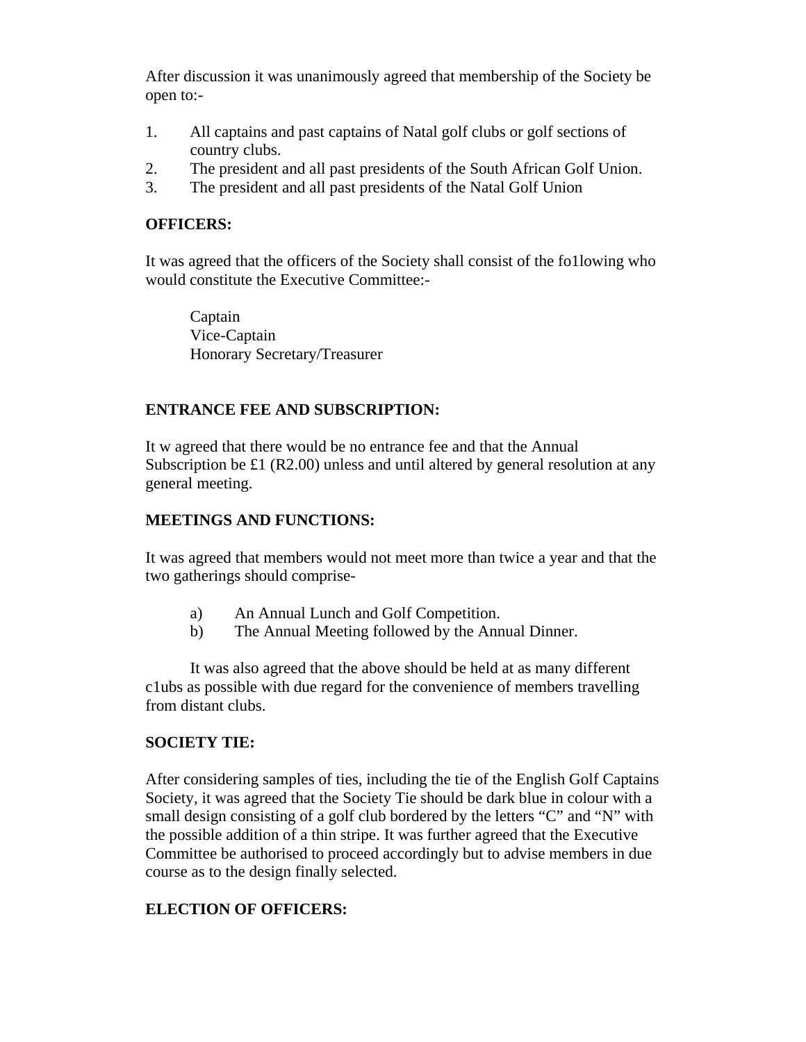After discussion it was unanimously agreed that membership of the Society be open to:-

1. All captains and past captains of Natal golf clubs or golf sections of country clubs.
2. The president and all past presidents of the South African Golf Union.
3. The president and all past presidents of the Natal Golf Union

**OFFICERS:**

It was agreed that the officers of the Society shall consist of the fo1lowing who would constitute the Executive Committee:-

Captain
Vice-Captain
Honorary Secretary/Treasurer

**ENTRANCE FEE AND SUBSCRIPTION:**

It w agreed that there would be no entrance fee and that the Annual Subscription be £1 (R2.00) unless and until altered by general resolution at any general meeting.

**MEETINGS AND FUNCTIONS:**

It was agreed that members would not meet more than twice a year and that the two gatherings should comprise-

a) An Annual Lunch and Golf Competition.
b) The Annual Meeting followed by the Annual Dinner.

It was also agreed that the above should be held at as many different c1ubs as possible with due regard for the convenience of members travelling from distant clubs.

**SOCIETY TIE:**

After considering samples of ties, including the tie of the English Golf Captains Society, it was agreed that the Society Tie should be dark blue in colour with a small design consisting of a golf club bordered by the letters "C" and "N" with the possible addition of a thin stripe. It was further agreed that the Executive Committee be authorised to proceed accordingly but to advise members in due course as to the design finally selected.

**ELECTION OF OFFICERS:**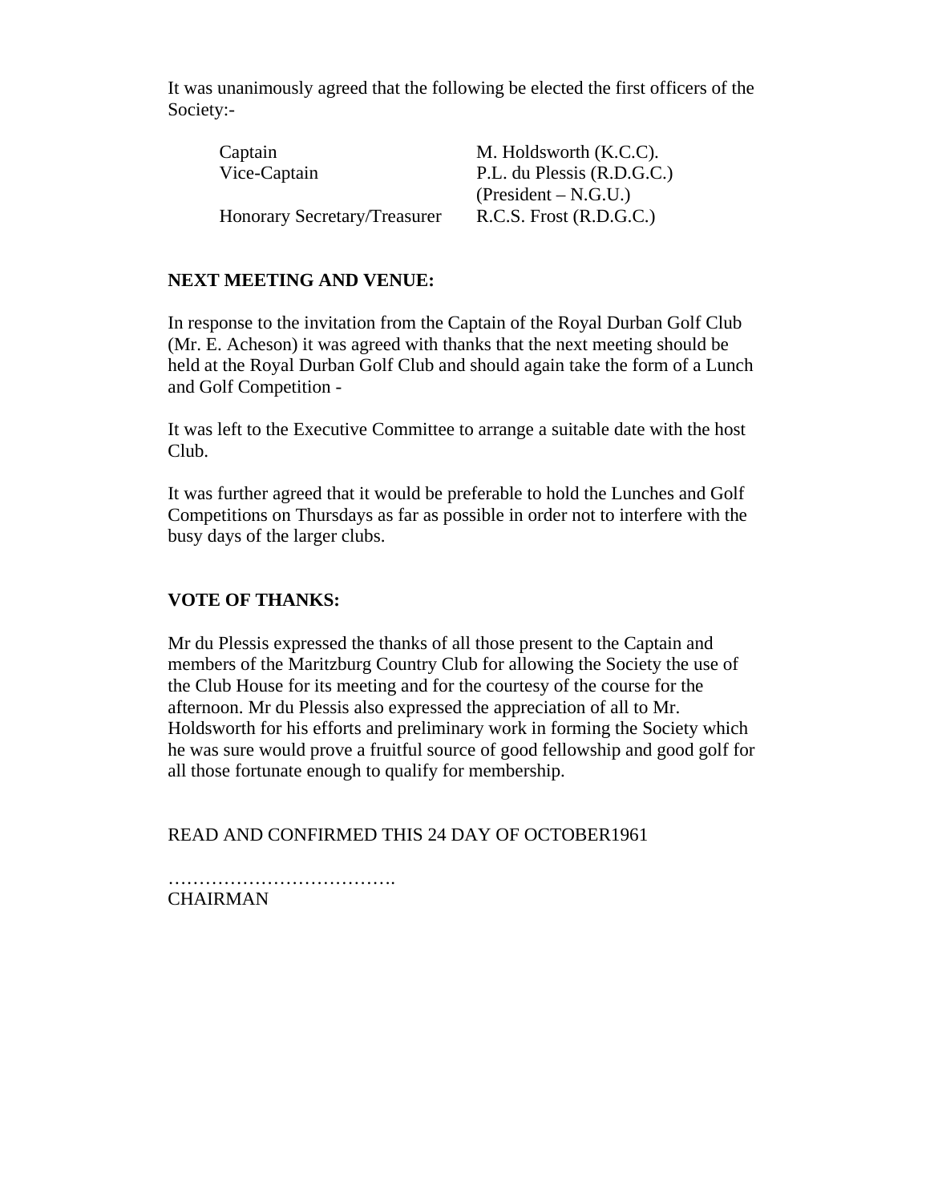It was unanimously agreed that the following be elected the first officers of the Society:-

| | |
|---|---|
| Captain | M. Holdsworth (K.C.C). |
| Vice-Captain | P.L. du Plessis (R.D.G.C.) (President – N.G.U.) |
| Honorary Secretary/Treasurer | R.C.S. Frost (R.D.G.C.) |

**NEXT MEETING AND VENUE:**

In response to the invitation from the Captain of the Royal Durban Golf Club (Mr. E. Acheson) it was agreed with thanks that the next meeting should be held at the Royal Durban Golf Club and should again take the form of a Lunch and Golf Competition -

It was left to the Executive Committee to arrange a suitable date with the host Club.

It was further agreed that it would be preferable to hold the Lunches and Golf Competitions on Thursdays as far as possible in order not to interfere with the busy days of the larger clubs.

**VOTE OF THANKS:**

Mr du Plessis expressed the thanks of all those present to the Captain and members of the Maritzburg Country Club for allowing the Society the use of the Club House for its meeting and for the courtesy of the course for the afternoon. Mr du Plessis also expressed the appreciation of all to Mr. Holdsworth for his efforts and preliminary work in forming the Society which he was sure would prove a fruitful source of good fellowship and good golf for all those fortunate enough to qualify for membership.

READ AND CONFIRMED THIS 24 DAY OF OCTOBER1961

……………………………….
CHAIRMAN